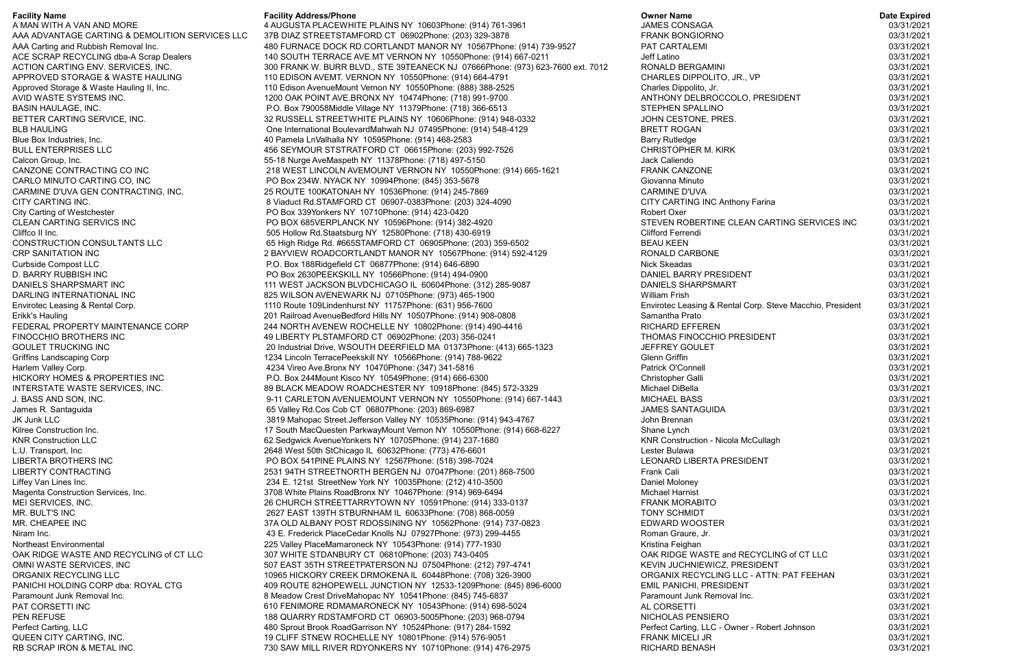| Facility Name | Facility Address/Phone | Owner Name | Date Expired |
|---|---|---|---|
| A MAN WITH A VAN AND MORE | 4 AUGUSTA PLACEWHITE PLAINS NY 10603Phone: (914) 761-3961 | JAMES CONSAGA | 03/31/2021 |
| AAA ADVANTAGE CARTING & DEMOLITION SERVICES LLC | 37B DIAZ STREETSTAMFORD CT 06902Phone: (203) 329-3878 | FRANK BONGIORNO | 03/31/2021 |
| AAA Carting and Rubbish Removal Inc. | 480 FURNACE DOCK RD.CORTLANDT MANOR NY 10567Phone: (914) 739-9527 | PAT CARTALEMI | 03/31/2021 |
| ACE SCRAP RECYCLING dba-A Scrap Dealers | 140 SOUTH TERRACE AVE.MT VERNON NY 10550Phone: (914) 667-0211 | Jeff Latino | 03/31/2021 |
| ACTION CARTING ENV. SERVICES, INC. | 300 FRANK W. BURR BLVD., STE 39TEANECK NJ 07666Phone: (973) 623-7600 ext. 7012 | RONALD BERGAMINI | 03/31/2021 |
| APPROVED STORAGE & WASTE HAULING | 110 EDISON AVEMT. VERNON NY 10550Phone: (914) 664-4791 | CHARLES DIPPOLITO, JR., VP | 03/31/2021 |
| Approved Storage & Waste Hauling II, Inc. | 110 Edison AvenueMount Vernon NY 10550Phone: (888) 388-2525 | Charles Dippolito, Jr. | 03/31/2021 |
| AVID WASTE SYSTEMS INC. | 1200 OAK POINT AVE.BRONX NY 10474Phone: (718) 991-9700 | ANTHONY DELBROCCOLO, PRESIDENT | 03/31/2021 |
| BASIN HAULAGE, INC. | P.O. Box 790058Middle Village NY 11379Phone: (718) 366-6513 | STEPHEN SPALLINO | 03/31/2021 |
| BETTER CARTING SERVICE, INC. | 32 RUSSELL STREETWHITE PLAINS NY 10606Phone: (914) 948-0332 | JOHN CESTONE, PRES. | 03/31/2021 |
| BLB HAULING | One International BoulevardMahwah NJ 07495Phone: (914) 548-4129 | BRETT ROGAN | 03/31/2021 |
| Blue Box Industries, Inc. | 40 Pamela LnValhalla NY 10595Phone: (914) 468-2583 | Barry Rutledge | 03/31/2021 |
| BULL ENTERPRISES LLC | 456 SEYMOUR STSTRATFORD CT 06615Phone: (203) 992-7526 | CHRISTOPHER M. KIRK | 03/31/2021 |
| Calcon Group, Inc. | 55-18 Nurge AveMaspeth NY 11378Phone: (718) 497-5150 | Jack Caliendo | 03/31/2021 |
| CANZONE CONTRACTING CO INC | 218 WEST LINCOLN AVEMOUNT VERNON NY 10550Phone: (914) 665-1621 | FRANK CANZONE | 03/31/2021 |
| CARLO MINUTO CARTING CO, INC | PO Box 234W. NYACK NY 10994Phone: (845) 353-5678 | Giovanna Minuto | 03/31/2021 |
| CARMINE D'UVA GEN CONTRACTING, INC. | 25 ROUTE 100KATONAH NY 10536Phone: (914) 245-7869 | CARMINE D'UVA | 03/31/2021 |
| CITY CARTING INC. | 8 Viaduct Rd.STAMFORD CT 06907-0383Phone: (203) 324-4090 | CITY CARTING INC Anthony Farina | 03/31/2021 |
| City Carting of Westchester | PO Box 339Yonkers NY 10710Phone: (914) 423-0420 | Robert Oxer | 03/31/2021 |
| CLEAN CARTING SERVICS INC | PO BOX 685VERPLANCK NY 10596Phone: (914) 382-4920 | STEVEN ROBERTINE CLEAN CARTING SERVICES INC | 03/31/2021 |
| Cliffco II Inc. | 505 Hollow Rd.Staatsburg NY 12580Phone: (718) 430-6919 | Clifford Ferrendi | 03/31/2021 |
| CONSTRUCTION CONSULTANTS LLC | 65 High Ridge Rd. #665STAMFORD CT 06905Phone: (203) 359-6502 | BEAU KEEN | 03/31/2021 |
| CRP SANITATION INC | 2 BAYVIEW ROADCORTLANDT MANOR NY 10567Phone: (914) 592-4129 | RONALD CARBONE | 03/31/2021 |
| Curbside Compost LLC | P.O. Box 188Ridgefield CT 06877Phone: (914) 646-6890 | Nick Skeadas | 03/31/2021 |
| D. BARRY RUBBISH INC | PO Box 2630PEEKSKILL NY 10566Phone: (914) 494-0900 | DANIEL BARRY PRESIDENT | 03/31/2021 |
| DANIELS SHARPSMART INC | 111 WEST JACKSON BLVDCHICAGO IL 60604Phone: (312) 285-9087 | DANIELS SHARPSMART | 03/31/2021 |
| DARLING INTERNATIONAL INC | 825 WILSON AVENEWARK NJ 07105Phone: (973) 465-1900 | William Frish | 03/31/2021 |
| Envirotec Leasing & Rental Corp. | 1110 Route 109Lindenhurst NY 11757Phone: (631) 956-7600 | Envirotec Leasing & Rental Corp. Steve Macchio, President | 03/31/2021 |
| Erikk's Hauling | 201 Railroad AvenueBedford Hills NY 10507Phone: (914) 908-0808 | Samantha Prato | 03/31/2021 |
| FEDERAL PROPERTY MAINTENANCE CORP | 244 NORTH AVENEW ROCHELLE NY 10802Phone: (914) 490-4416 | RICHARD EFFEREN | 03/31/2021 |
| FINOCCHIO BROTHERS INC | 49 LIBERTY PLSTAMFORD CT 06902Phone: (203) 356-0241 | THOMAS FINOCCHIO PRESIDENT | 03/31/2021 |
| GOULET TRUCKING INC | 20 Industrial Drive, WSOUTH DEERFIELD MA 01373Phone: (413) 665-1323 | JEFFREY GOULET | 03/31/2021 |
| Griffins Landscaping Corp | 1234 Lincoln TerracePeekskill NY 10566Phone: (914) 788-9622 | Glenn Griffin | 03/31/2021 |
| Harlem Valley Corp. | 4234 Vireo Ave.Bronx NY 10470Phone: (347) 341-5816 | Patrick O'Connell | 03/31/2021 |
| HICKORY HOMES & PROPERTIES INC | P.O. Box 244Mount Kisco NY 10549Phone: (914) 666-6300 | Christopher Galli | 03/31/2021 |
| INTERSTATE WASTE SERVICES, INC. | 89 BLACK MEADOW ROADCHESTER NY 10918Phone: (845) 572-3329 | Michael DiBella | 03/31/2021 |
| J. BASS AND SON, INC. | 9-11 CARLETON AVENUEMOUNT VERNON NY 10550Phone: (914) 667-1443 | MICHAEL BASS | 03/31/2021 |
| James R. Santaguida | 65 Valley Rd.Cos Cob CT 06807Phone: (203) 869-6987 | JAMES SANTAGUIDA | 03/31/2021 |
| JK Junk LLC | 3819 Mahopac Street.Jefferson Valley NY 10535Phone: (914) 943-4767 | John Brennan | 03/31/2021 |
| Kilree Construction Inc. | 17 South MacQuesten ParkwayMount Vernon NY 10550Phone: (914) 668-6227 | Shane Lynch | 03/31/2021 |
| KNR Construction LLC | 62 Sedgwick AvenueYonkers NY 10705Phone: (914) 237-1680 | KNR Construction - Nicola McCullagh | 03/31/2021 |
| L.U. Transport, Inc | 2648 West 50th StChicago IL 60632Phone: (773) 476-6601 | Lester Bulawa | 03/31/2021 |
| LIBERTA BROTHERS INC | PO BOX 541PINE PLAINS NY 12567Phone: (518) 398-7024 | LEONARD LIBERTA PRESIDENT | 03/31/2021 |
| LIBERTY CONTRACTING | 2531 94TH STREETNORTH BERGEN NJ 07047Phone: (201) 868-7500 | Frank Cali | 03/31/2021 |
| Liffey Van Lines Inc. | 234 E. 121st StreetNew York NY 10035Phone: (212) 410-3500 | Daniel Moloney | 03/31/2021 |
| Magenta Construction Services, Inc. | 3708 White Plains RoadBronx NY 10467Phone: (914) 969-6494 | Michael Harnist | 03/31/2021 |
| MEI SERVICES, INC. | 26 CHURCH STREETTARRYTOWN NY 10591Phone: (914) 333-0137 | FRANK MORABITO | 03/31/2021 |
| MR. BULT'S INC | 2627 EAST 139TH STBURNHAM IL 60633Phone: (708) 868-0059 | TONY SCHMIDT | 03/31/2021 |
| MR. CHEAPEE INC | 37A OLD ALBANY POST RDOSSINING NY 10562Phone: (914) 737-0823 | EDWARD WOOSTER | 03/31/2021 |
| Niram Inc. | 43 E. Frederick PlaceCedar Knolls NJ 07927Phone: (973) 299-4455 | Roman Graure, Jr. | 03/31/2021 |
| Northeast Environmental | 225 Valley PlaceMamaroneck NY 10543Phone: (914) 777-1930 | Kristina Feighan | 03/31/2021 |
| OAK RIDGE WASTE AND RECYCLING of CT LLC | 307 WHITE STDANBURY CT 06810Phone: (203) 743-0405 | OAK RIDGE WASTE and RECYCLING of CT LLC | 03/31/2021 |
| OMNI WASTE SERVICES, INC. | 507 EAST 35TH STREETPATERSON NJ 07504Phone: (212) 797-4741 | KEVIN JUCHNIEWICZ, PRESIDENT | 03/31/2021 |
| ORGANIX RECYCLING LLC | 10965 HICKORY CREEK DRMOKENA IL 60448Phone: (708) 326-3900 | ORGANIX RECYCLING LLC - ATTN: PAT FEEHAN | 03/31/2021 |
| PANICHI HOLDING CORP dba: ROYAL CTG | 409 ROUTE 82HOPEWELL JUNCTION NY 12533-1209Phone: (845) 896-6000 | EMIL PANICHI, PRESIDENT | 03/31/2021 |
| Paramount Junk Removal Inc. | 8 Meadow Crest DriveMahopac NY 10541Phone: (845) 745-6837 | Paramount Junk Removal Inc. | 03/31/2021 |
| PAT CORSETTI INC | 610 FENIMORE RDMAMARONECK NY 10543Phone: (914) 698-5024 | AL CORSETTI | 03/31/2021 |
| PEN REFUSE | 188 QUARRY RDSTAMFORD CT 06903-5005Phone: (203) 968-0794 | NICHOLAS PENSIERO | 03/31/2021 |
| Perfect Carting, LLC | 480 Sprout Brook RoadGarrison NY 10524Phone: (917) 284-1592 | Perfect Carting, LLC - Owner - Robert Johnson | 03/31/2021 |
| QUEEN CITY CARTING, INC. | 19 CLIFF STNEW ROCHELLE NY 10801Phone: (914) 576-9051 | FRANK MICELI JR | 03/31/2021 |
| RB SCRAP IRON & METAL INC. | 730 SAW MILL RIVER RDYONKERS NY 10710Phone: (914) 476-2975 | RICHARD BENASH | 03/31/2021 |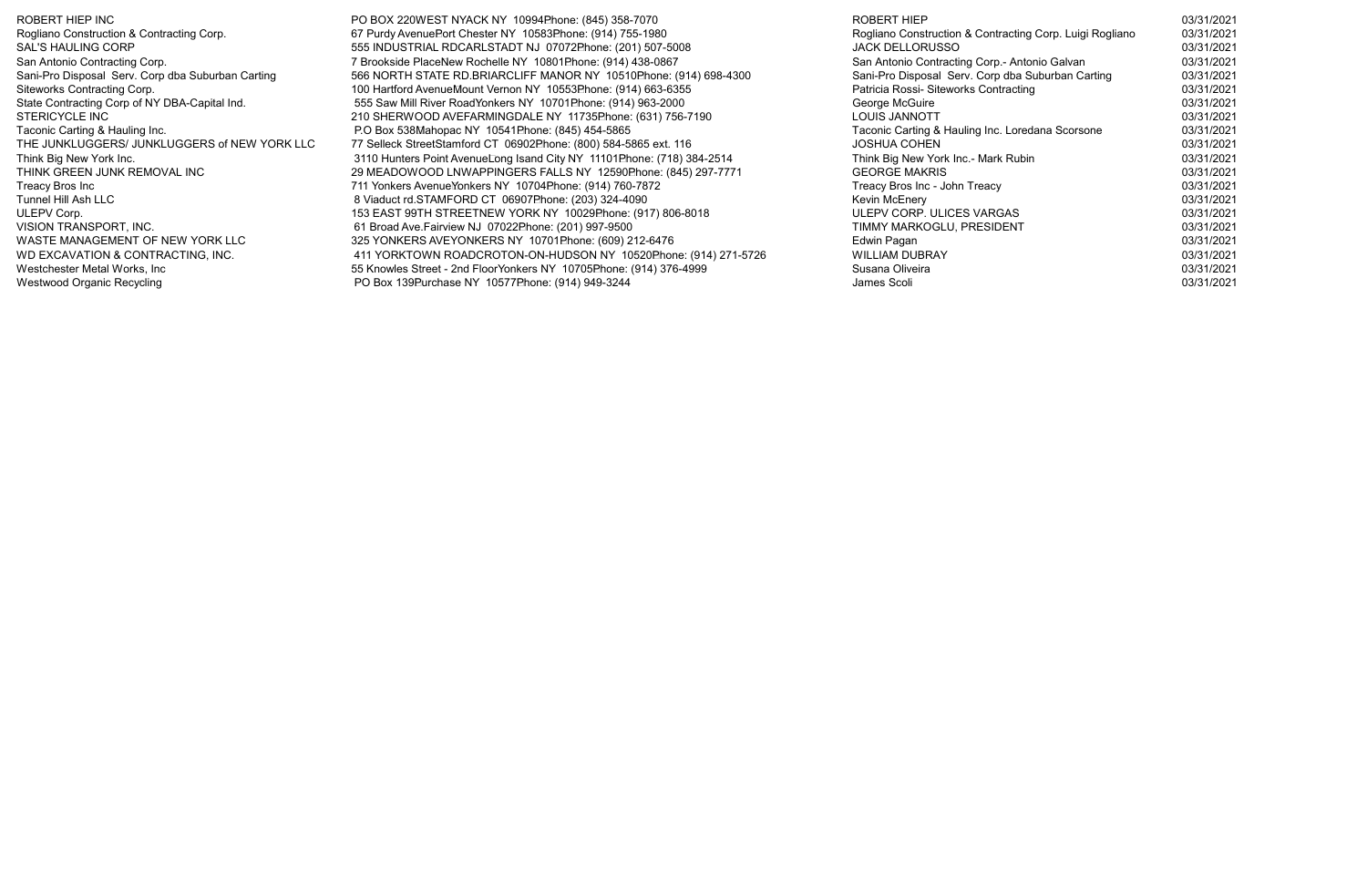| | | | |
|---|---|---|---|
| ROBERT HIEP INC | PO BOX 220WEST NYACK NY 10994Phone: (845) 358-7070 | ROBERT HIEP | 03/31/2021 |
| Rogliano Construction & Contracting Corp. | 67 Purdy AvenuePort Chester NY 10583Phone: (914) 755-1980 | Rogliano Construction & Contracting Corp. Luigi Rogliano | 03/31/2021 |
| SAL'S HAULING CORP | 555 INDUSTRIAL RDCARLSTADT NJ 07072Phone: (201) 507-5008 | JACK DELLORUSSO | 03/31/2021 |
| San Antonio Contracting Corp. | 7 Brookside PlaceNew Rochelle NY 10801Phone: (914) 438-0867 | San Antonio Contracting Corp.- Antonio Galvan | 03/31/2021 |
| Sani-Pro Disposal Serv. Corp dba Suburban Carting | 566 NORTH STATE RD.BRIARCLIFF MANOR NY 10510Phone: (914) 698-4300 | Sani-Pro Disposal Serv. Corp dba Suburban Carting | 03/31/2021 |
| Siteworks Contracting Corp. | 100 Hartford AvenueMount Vernon NY 10553Phone: (914) 663-6355 | Patricia Rossi- Siteworks Contracting | 03/31/2021 |
| State Contracting Corp of NY DBA-Capital Ind. | 555 Saw Mill River RoadYonkers NY 10701Phone: (914) 963-2000 | George McGuire | 03/31/2021 |
| STERICYCLE INC | 210 SHERWOOD AVEFARMINGDALE NY 11735Phone: (631) 756-7190 | LOUIS JANNOTT | 03/31/2021 |
| Taconic Carting & Hauling Inc. | P.O Box 538Mahopac NY 10541Phone: (845) 454-5865 | Taconic Carting & Hauling Inc. Loredana Scorsone | 03/31/2021 |
| THE JUNKLUGGERS/ JUNKLUGGERS of NEW YORK LLC | 77 Selleck StreetStamford CT 06902Phone: (800) 584-5865 ext. 116 | JOSHUA COHEN | 03/31/2021 |
| Think Big New York Inc. | 3110 Hunters Point AvenueLong Isand City NY 11101Phone: (718) 384-2514 | Think Big New York Inc.- Mark Rubin | 03/31/2021 |
| THINK GREEN JUNK REMOVAL INC | 29 MEADOWOOD LNWAPPINGERS FALLS NY 12590Phone: (845) 297-7771 | GEORGE MAKRIS | 03/31/2021 |
| Treacy Bros Inc | 711 Yonkers AvenueYonkers NY 10704Phone: (914) 760-7872 | Treacy Bros Inc - John Treacy | 03/31/2021 |
| Tunnel Hill Ash LLC | 8 Viaduct rd.STAMFORD CT 06907Phone: (203) 324-4090 | Kevin McEnery | 03/31/2021 |
| ULEPV Corp. | 153 EAST 99TH STREETNEW YORK NY 10029Phone: (917) 806-8018 | ULEPV CORP. ULICES VARGAS | 03/31/2021 |
| VISION TRANSPORT, INC. | 61 Broad Ave.Fairview NJ 07022Phone: (201) 997-9500 | TIMMY MARKOGLU, PRESIDENT | 03/31/2021 |
| WASTE MANAGEMENT OF NEW YORK LLC | 325 YONKERS AVEYONKERS NY 10701Phone: (609) 212-6476 | Edwin Pagan | 03/31/2021 |
| WD EXCAVATION & CONTRACTING, INC. | 411 YORKTOWN ROADCROTON-ON-HUDSON NY 10520Phone: (914) 271-5726 | WILLIAM DUBRAY | 03/31/2021 |
| Westchester Metal Works, Inc | 55 Knowles Street - 2nd FloorYonkers NY 10705Phone: (914) 376-4999 | Susana Oliveira | 03/31/2021 |
| Westwood Organic Recycling | PO Box 139Purchase NY 10577Phone: (914) 949-3244 | James Scoli | 03/31/2021 |